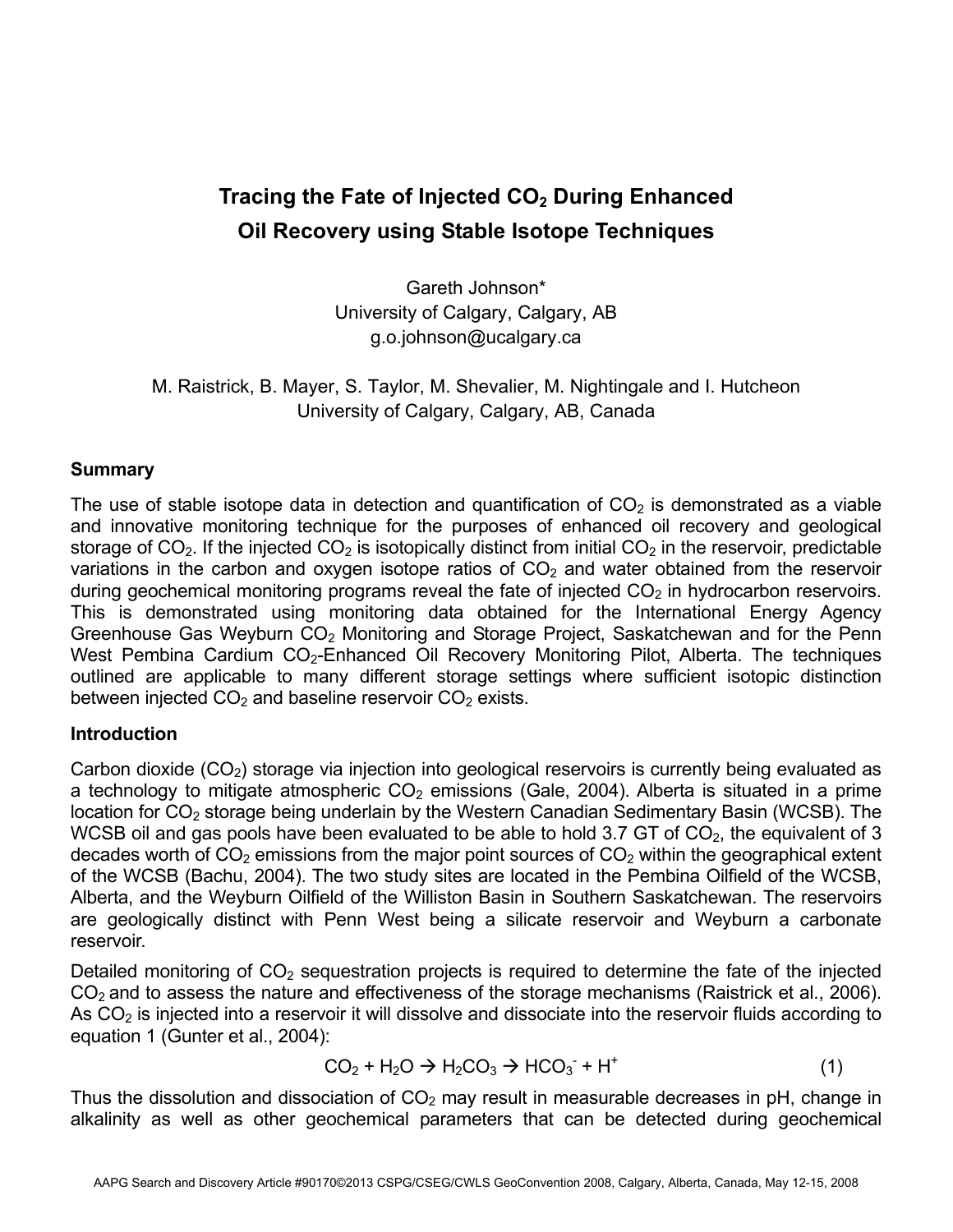# Tracing the Fate of Injected $CO_2$ During Enhanced Oil Recovery using Stable Isotope Techniques

Gareth Johnson*
University of Calgary, Calgary, AB
g.o.johnson@ucalgary.ca

M. Raistrick, B. Mayer, S. Taylor, M. Shevalier, M. Nightingale and I. Hutcheon
University of Calgary, Calgary, AB, Canada

## Summary

The use of stable isotope data in detection and quantification of $CO_2$ is demonstrated as a viable and innovative monitoring technique for the purposes of enhanced oil recovery and geological storage of $CO_2$. If the injected $CO_2$ is isotopically distinct from initial $CO_2$ in the reservoir, predictable variations in the carbon and oxygen isotope ratios of $CO_2$ and water obtained from the reservoir during geochemical monitoring programs reveal the fate of injected $CO_2$ in hydrocarbon reservoirs. This is demonstrated using monitoring data obtained for the International Energy Agency Greenhouse Gas Weyburn $CO_2$ Monitoring and Storage Project, Saskatchewan and for the Penn West Pembina Cardium $CO_2$-Enhanced Oil Recovery Monitoring Pilot, Alberta. The techniques outlined are applicable to many different storage settings where sufficient isotopic distinction between injected $CO_2$ and baseline reservoir $CO_2$ exists.

## Introduction

Carbon dioxide ($CO_2$) storage via injection into geological reservoirs is currently being evaluated as a technology to mitigate atmospheric $CO_2$ emissions (Gale, 2004). Alberta is situated in a prime location for $CO_2$ storage being underlain by the Western Canadian Sedimentary Basin (WCSB). The WCSB oil and gas pools have been evaluated to be able to hold 3.7 GT of $CO_2$, the equivalent of 3 decades worth of $CO_2$ emissions from the major point sources of $CO_2$ within the geographical extent of the WCSB (Bachu, 2004). The two study sites are located in the Pembina Oilfield of the WCSB, Alberta, and the Weyburn Oilfield of the Williston Basin in Southern Saskatchewan. The reservoirs are geologically distinct with Penn West being a silicate reservoir and Weyburn a carbonate reservoir.

Detailed monitoring of $CO_2$ sequestration projects is required to determine the fate of the injected $CO_2$ and to assess the nature and effectiveness of the storage mechanisms (Raistrick et al., 2006). As $CO_2$ is injected into a reservoir it will dissolve and dissociate into the reservoir fluids according to equation 1 (Gunter et al., 2004):

$$CO_2 + H_2O \rightarrow H_2CO_3 \rightarrow HCO_3^- + H^+ \qquad (1)$$

Thus the dissolution and dissociation of $CO_2$ may result in measurable decreases in pH, change in alkalinity as well as other geochemical parameters that can be detected during geochemical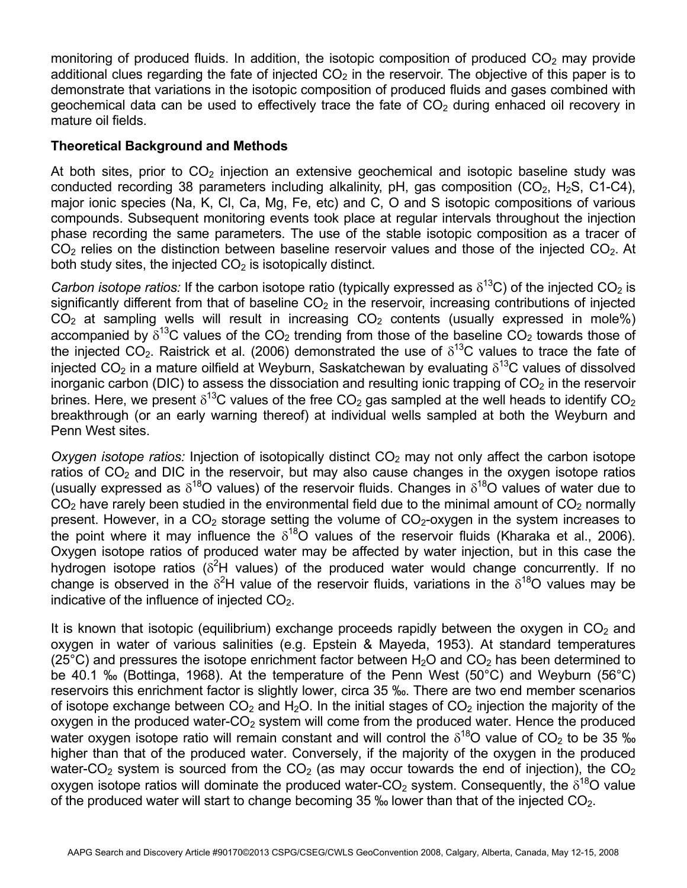monitoring of produced fluids. In addition, the isotopic composition of produced $CO_2$ may provide additional clues regarding the fate of injected $CO_2$ in the reservoir. The objective of this paper is to demonstrate that variations in the isotopic composition of produced fluids and gases combined with geochemical data can be used to effectively trace the fate of $CO_2$ during enhaced oil recovery in mature oil fields.

## Theoretical Background and Methods

At both sites, prior to $CO_2$ injection an extensive geochemical and isotopic baseline study was conducted recording 38 parameters including alkalinity, pH, gas composition ($CO_2$, $H_2S$, C1-C4), major ionic species (Na, K, Cl, Ca, Mg, Fe, etc) and C, O and S isotopic compositions of various compounds. Subsequent monitoring events took place at regular intervals throughout the injection phase recording the same parameters. The use of the stable isotopic composition as a tracer of $CO_2$ relies on the distinction between baseline reservoir values and those of the injected $CO_2$. At both study sites, the injected $CO_2$ is isotopically distinct.

*Carbon isotope ratios:* If the carbon isotope ratio (typically expressed as $\delta^{13}C$) of the injected $CO_2$ is significantly different from that of baseline $CO_2$ in the reservoir, increasing contributions of injected $CO_2$ at sampling wells will result in increasing $CO_2$ contents (usually expressed in mole%) accompanied by $\delta^{13}C$ values of the $CO_2$ trending from those of the baseline $CO_2$ towards those of the injected $CO_2$. Raistrick et al. (2006) demonstrated the use of $\delta^{13}C$ values to trace the fate of injected $CO_2$ in a mature oilfield at Weyburn, Saskatchewan by evaluating $\delta^{13}C$ values of dissolved inorganic carbon (DIC) to assess the dissociation and resulting ionic trapping of $CO_2$ in the reservoir brines. Here, we present $\delta^{13}C$ values of the free $CO_2$ gas sampled at the well heads to identify $CO_2$ breakthrough (or an early warning thereof) at individual wells sampled at both the Weyburn and Penn West sites.

*Oxygen isotope ratios:* Injection of isotopically distinct $CO_2$ may not only affect the carbon isotope ratios of $CO_2$ and DIC in the reservoir, but may also cause changes in the oxygen isotope ratios (usually expressed as $\delta^{18}O$ values) of the reservoir fluids. Changes in $\delta^{18}O$ values of water due to $CO_2$ have rarely been studied in the environmental field due to the minimal amount of $CO_2$ normally present. However, in a $CO_2$ storage setting the volume of $CO_2$-oxygen in the system increases to the point where it may influence the $\delta^{18}O$ values of the reservoir fluids (Kharaka et al., 2006). Oxygen isotope ratios of produced water may be affected by water injection, but in this case the hydrogen isotope ratios ($\delta^{2}H$ values) of the produced water would change concurrently. If no change is observed in the $\delta^{2}H$ value of the reservoir fluids, variations in the $\delta^{18}O$ values may be indicative of the influence of injected $CO_2$.

It is known that isotopic (equilibrium) exchange proceeds rapidly between the oxygen in $CO_2$ and oxygen in water of various salinities (e.g. Epstein & Mayeda, 1953). At standard temperatures (25°C) and pressures the isotope enrichment factor between $H_2O$ and $CO_2$ has been determined to be 40.1 ‰ (Bottinga, 1968). At the temperature of the Penn West (50°C) and Weyburn (56°C) reservoirs this enrichment factor is slightly lower, circa 35 ‰. There are two end member scenarios of isotope exchange between $CO_2$ and $H_2O$. In the initial stages of $CO_2$ injection the majority of the oxygen in the produced water-$CO_2$ system will come from the produced water. Hence the produced water oxygen isotope ratio will remain constant and will control the $\delta^{18}O$ value of $CO_2$ to be 35 ‰ higher than that of the produced water. Conversely, if the majority of the oxygen in the produced water-$CO_2$ system is sourced from the $CO_2$ (as may occur towards the end of injection), the $CO_2$ oxygen isotope ratios will dominate the produced water-$CO_2$ system. Consequently, the $\delta^{18}O$ value of the produced water will start to change becoming 35 ‰ lower than that of the injected $CO_2$.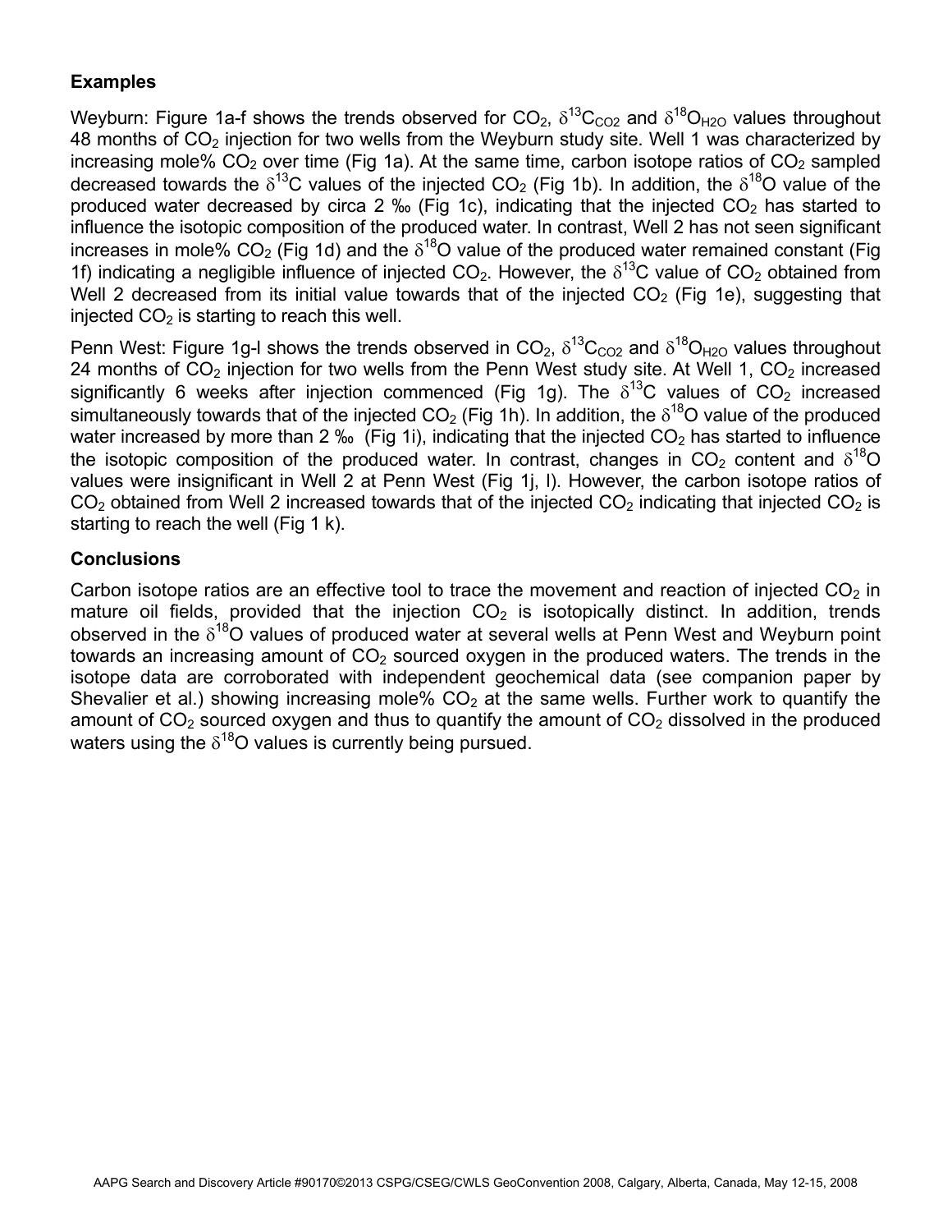### Examples

Weyburn: Figure 1a-f shows the trends observed for $CO_2$, $\delta^{13}C_{CO2}$ and $\delta^{18}O_{H2O}$ values throughout 48 months of $CO_2$ injection for two wells from the Weyburn study site. Well 1 was characterized by increasing mole% $CO_2$ over time (Fig 1a). At the same time, carbon isotope ratios of $CO_2$ sampled decreased towards the $\delta^{13}C$ values of the injected $CO_2$ (Fig 1b). In addition, the $\delta^{18}O$ value of the produced water decreased by circa 2 ‰ (Fig 1c), indicating that the injected $CO_2$ has started to influence the isotopic composition of the produced water. In contrast, Well 2 has not seen significant increases in mole% $CO_2$ (Fig 1d) and the $\delta^{18}O$ value of the produced water remained constant (Fig 1f) indicating a negligible influence of injected $CO_2$. However, the $\delta^{13}C$ value of $CO_2$ obtained from Well 2 decreased from its initial value towards that of the injected $CO_2$ (Fig 1e), suggesting that injected $CO_2$ is starting to reach this well.

Penn West: Figure 1g-l shows the trends observed in $CO_2$, $\delta^{13}C_{CO2}$ and $\delta^{18}O_{H2O}$ values throughout 24 months of $CO_2$ injection for two wells from the Penn West study site. At Well 1, $CO_2$ increased significantly 6 weeks after injection commenced (Fig 1g). The $\delta^{13}C$ values of $CO_2$ increased simultaneously towards that of the injected $CO_2$ (Fig 1h). In addition, the $\delta^{18}O$ value of the produced water increased by more than 2 ‰ (Fig 1i), indicating that the injected $CO_2$ has started to influence the isotopic composition of the produced water. In contrast, changes in $CO_2$ content and $\delta^{18}O$ values were insignificant in Well 2 at Penn West (Fig 1j, l). However, the carbon isotope ratios of $CO_2$ obtained from Well 2 increased towards that of the injected $CO_2$ indicating that injected $CO_2$ is starting to reach the well (Fig 1 k).

### Conclusions

Carbon isotope ratios are an effective tool to trace the movement and reaction of injected $CO_2$ in mature oil fields, provided that the injection $CO_2$ is isotopically distinct. In addition, trends observed in the $\delta^{18}O$ values of produced water at several wells at Penn West and Weyburn point towards an increasing amount of $CO_2$ sourced oxygen in the produced waters. The trends in the isotope data are corroborated with independent geochemical data (see companion paper by Shevalier et al.) showing increasing mole% $CO_2$ at the same wells. Further work to quantify the amount of $CO_2$ sourced oxygen and thus to quantify the amount of $CO_2$ dissolved in the produced waters using the $\delta^{18}O$ values is currently being pursued.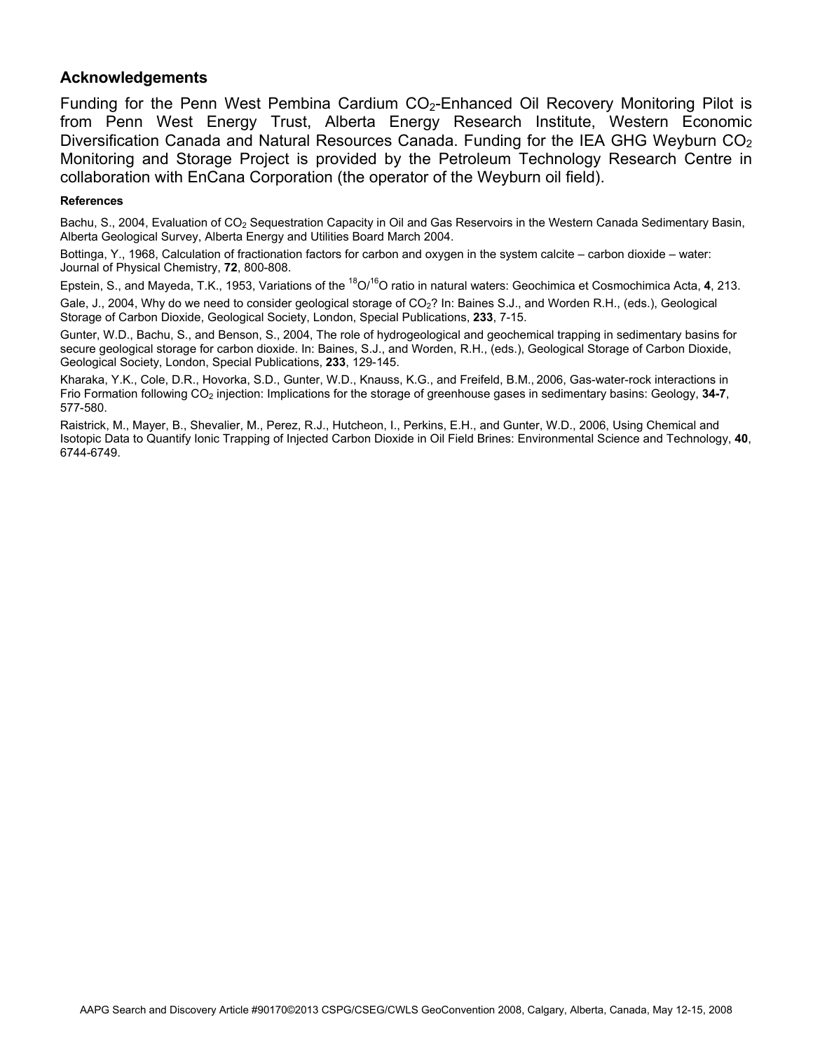## Acknowledgements

Funding for the Penn West Pembina Cardium $CO_2$-Enhanced Oil Recovery Monitoring Pilot is from Penn West Energy Trust, Alberta Energy Research Institute, Western Economic Diversification Canada and Natural Resources Canada. Funding for the IEA GHG Weyburn $CO_2$ Monitoring and Storage Project is provided by the Petroleum Technology Research Centre in collaboration with EnCana Corporation (the operator of the Weyburn oil field).

#### References

Bachu, S., 2004, Evaluation of $CO_2$ Sequestration Capacity in Oil and Gas Reservoirs in the Western Canada Sedimentary Basin, Alberta Geological Survey, Alberta Energy and Utilities Board March 2004.

Bottinga, Y., 1968, Calculation of fractionation factors for carbon and oxygen in the system calcite – carbon dioxide – water: Journal of Physical Chemistry, **72**, 800-808.

Epstein, S., and Mayeda, T.K., 1953, Variations of the $^{18}O/^{16}O$ ratio in natural waters: Geochimica et Cosmochimica Acta, **4**, 213.

Gale, J., 2004, Why do we need to consider geological storage of $CO_2$? In: Baines S.J., and Worden R.H., (eds.), Geological Storage of Carbon Dioxide, Geological Society, London, Special Publications, **233**, 7-15.

Gunter, W.D., Bachu, S., and Benson, S., 2004, The role of hydrogeological and geochemical trapping in sedimentary basins for secure geological storage for carbon dioxide. In: Baines, S.J., and Worden, R.H., (eds.), Geological Storage of Carbon Dioxide, Geological Society, London, Special Publications, **233**, 129-145.

Kharaka, Y.K., Cole, D.R., Hovorka, S.D., Gunter, W.D., Knauss, K.G., and Freifeld, B.M., 2006, Gas-water-rock interactions in Frio Formation following $CO_2$ injection: Implications for the storage of greenhouse gases in sedimentary basins: Geology, **34-7**, 577-580.

Raistrick, M., Mayer, B., Shevalier, M., Perez, R.J., Hutcheon, I., Perkins, E.H., and Gunter, W.D., 2006, Using Chemical and Isotopic Data to Quantify Ionic Trapping of Injected Carbon Dioxide in Oil Field Brines: Environmental Science and Technology, **40**, 6744-6749.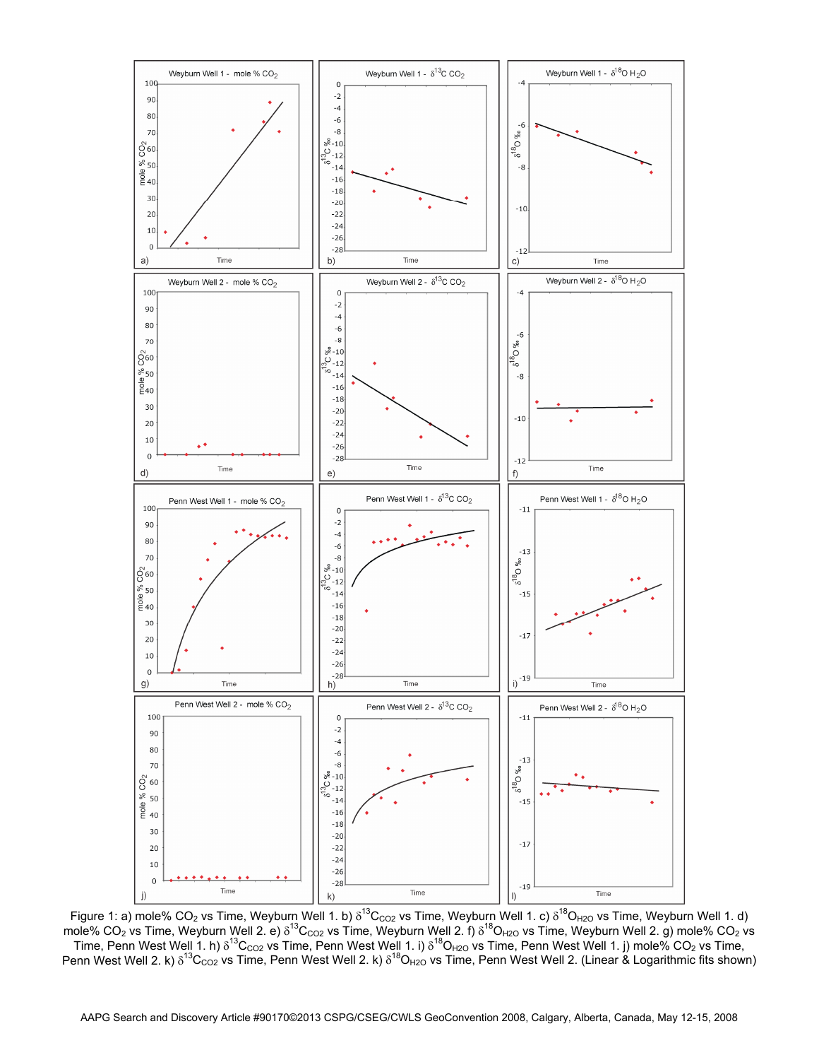Weyburn Well 1 - mole % $CO_2$

100
90
80
70
60
50
40
30
20
10
0

mole % $CO_2$

Time

a)

Weyburn Well 1 - $\delta^{13}C$ $CO_2$

0
-2
-4
-6
-8
-10
-12
-14
-16
-18
-20
-22
-24
-26
-28

$\delta^{13}C$ ‰

Time

b)

Weyburn Well 1 - $\delta^{18}O$ $H_2O$

-4
-6
-8
-10
-12

$\delta^{18}O$ ‰

Time

c)

Weyburn Well 2 - mole % $CO_2$

100
90
80
70
60
50
40
30
20
10
0

mole % $CO_2$

Time

d)

Weyburn Well 2 - $\delta^{13}C$ $CO_2$

0
-2
-4
-6
-8
-10
-12
-14
-16
-18
-20
-22
-24
-26
-28

$\delta^{13}C$ ‰

Time

e)

Weyburn Well 2 - $\delta^{18}O$ $H_2O$

-4
-6
-8
-10
-12

$\delta^{18}O$ ‰

Time

f)

Penn West Well 1 - mole % $CO_2$

100
90
80
70
60
50
40
30
20
10
0

mole % $CO_2$

Time

g)

Penn West Well 1 - $\delta^{13}C$ $CO_2$

0
-2
-4
-6
-8
-10
-12
-14
-16
-18
-20
-22
-24
-26
-28

$\delta^{13}C$ ‰

Time

h)

Penn West Well 1 - $\delta^{18}O$ $H_2O$

-11
-13
-15
-17
-19

$\delta^{18}O$ ‰

Time

i)

Penn West Well 2 - mole % $CO_2$

100
90
80
70
60
50
40
30
20
10
0

mole % $CO_2$

Time

j)

Penn West Well 2 - $\delta^{13}C$ $CO_2$

0
-2
-4
-6
-8
-10
-12
-14
-16
-18
-20
-22
-24
-26
-28

$\delta^{13}C$ ‰

Time

k)

Penn West Well 2 - $\delta^{18}O$ $H_2O$

-11
-13
-15
-17
-19

$\delta^{18}O$ ‰

Time

l)

Figure 1: a) mole% $CO_2$ vs Time, Weyburn Well 1. b) $\delta^{13}C_{CO2}$ vs Time, Weyburn Well 1. c) $\delta^{18}O_{H2O}$ vs Time, Weyburn Well 1. d) mole% $CO_2$ vs Time, Weyburn Well 2. e) $\delta^{13}C_{CO2}$ vs Time, Weyburn Well 2. f) $\delta^{18}O_{H2O}$ vs Time, Weyburn Well 2. g) mole% $CO_2$ vs Time, Penn West Well 1. h) $\delta^{13}C_{CO2}$ vs Time, Penn West Well 1. i) $\delta^{18}O_{H2O}$ vs Time, Penn West Well 1. j) mole% $CO_2$ vs Time, Penn West Well 2. k) $\delta^{13}C_{CO2}$ vs Time, Penn West Well 2. k) $\delta^{18}O_{H2O}$ vs Time, Penn West Well 2. (Linear & Logarithmic fits shown)